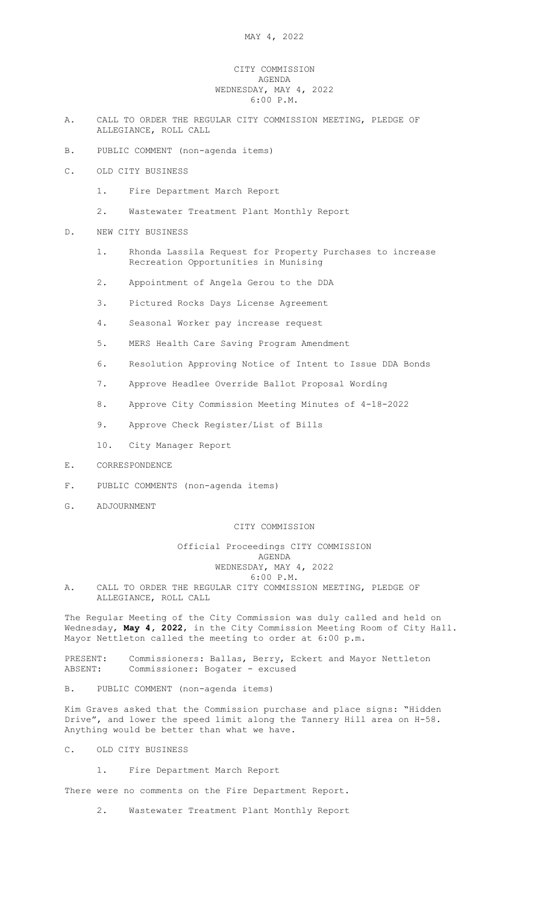# CITY COMMISSION AGENDA
## WEDNESDAY, MAY 4, 2022
## 6:00 P.M.

A. CALL TO ORDER THE REGULAR CITY COMMISSION MEETING, PLEDGE OF ALLEGIANCE, ROLL CALL

B. PUBLIC COMMENT (non-agenda items)

C. OLD CITY BUSINESS

   1. Fire Department March Report

   2. Wastewater Treatment Plant Monthly Report

D. NEW CITY BUSINESS

   1. Rhonda Lassila Request for Property Purchases to increase Recreation Opportunities in Munising

   2. Appointment of Angela Gerou to the DDA

   3. Pictured Rocks Days License Agreement

   4. Seasonal Worker pay increase request

   5. MERS Health Care Saving Program Amendment

   6. Resolution Approving Notice of Intent to Issue DDA Bonds

   7. Approve Headlee Override Ballot Proposal Wording

   8. Approve City Commission Meeting Minutes of 4-18-2022

   9. Approve Check Register/List of Bills

   10. City Manager Report

E. CORRESPONDENCE

F. PUBLIC COMMENTS (non-agenda items)

G. ADJOURNMENT

# CITY COMMISSION

## Official Proceedings CITY COMMISSION AGENDA
## WEDNESDAY, MAY 4, 2022
## 6:00 P.M.

A. CALL TO ORDER THE REGULAR CITY COMMISSION MEETING, PLEDGE OF ALLEGIANCE, ROLL CALL

The Regular Meeting of the City Commission was duly called and held on Wednesday, **May 4, 2022**, in the City Commission Meeting Room of City Hall. Mayor Nettleton called the meeting to order at 6:00 p.m.

PRESENT: Commissioners: Ballas, Berry, Eckert and Mayor Nettleton
ABSENT: Commissioner: Bogater - excused

B. PUBLIC COMMENT (non-agenda items)

Kim Graves asked that the Commission purchase and place signs: "Hidden Drive", and lower the speed limit along the Tannery Hill area on H-58. Anything would be better than what we have.

C. OLD CITY BUSINESS

   1. Fire Department March Report

There were no comments on the Fire Department Report.

   2. Wastewater Treatment Plant Monthly Report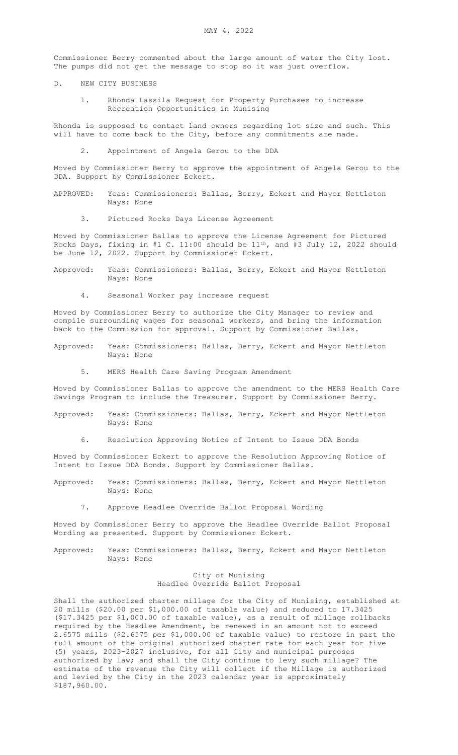Commissioner Berry commented about the large amount of water the City lost. The pumps did not get the message to stop so it was just overflow.

D. NEW CITY BUSINESS

1. Rhonda Lassila Request for Property Purchases to increase Recreation Opportunities in Munising

Rhonda is supposed to contact land owners regarding lot size and such. This will have to come back to the City, before any commitments are made.

2. Appointment of Angela Gerou to the DDA

Moved by Commissioner Berry to approve the appointment of Angela Gerou to the DDA. Support by Commissioner Eckert.

APPROVED: Yeas: Commissioners: Ballas, Berry, Eckert and Mayor Nettleton
Nays: None

3. Pictured Rocks Days License Agreement

Moved by Commissioner Ballas to approve the License Agreement for Pictured Rocks Days, fixing in #1 C. 11:00 should be 11th, and #3 July 12, 2022 should be June 12, 2022. Support by Commissioner Eckert.

Approved: Yeas: Commissioners: Ballas, Berry, Eckert and Mayor Nettleton
Nays: None

4. Seasonal Worker pay increase request

Moved by Commissioner Berry to authorize the City Manager to review and compile surrounding wages for seasonal workers, and bring the information back to the Commission for approval. Support by Commissioner Ballas.

Approved: Yeas: Commissioners: Ballas, Berry, Eckert and Mayor Nettleton
Nays: None

5. MERS Health Care Saving Program Amendment

Moved by Commissioner Ballas to approve the amendment to the MERS Health Care Savings Program to include the Treasurer. Support by Commissioner Berry.

Approved: Yeas: Commissioners: Ballas, Berry, Eckert and Mayor Nettleton
Nays: None

6. Resolution Approving Notice of Intent to Issue DDA Bonds

Moved by Commissioner Eckert to approve the Resolution Approving Notice of Intent to Issue DDA Bonds. Support by Commissioner Ballas.

Approved: Yeas: Commissioners: Ballas, Berry, Eckert and Mayor Nettleton
Nays: None

7. Approve Headlee Override Ballot Proposal Wording

Moved by Commissioner Berry to approve the Headlee Override Ballot Proposal Wording as presented. Support by Commissioner Eckert.

Approved: Yeas: Commissioners: Ballas, Berry, Eckert and Mayor Nettleton
Nays: None

City of Munising
Headlee Override Ballot Proposal

Shall the authorized charter millage for the City of Munising, established at 20 mills ($20.00 per $1,000.00 of taxable value) and reduced to 17.3425 ($17.3425 per $1,000.00 of taxable value), as a result of millage rollbacks required by the Headlee Amendment, be renewed in an amount not to exceed 2.6575 mills ($2.6575 per $1,000.00 of taxable value) to restore in part the full amount of the original authorized charter rate for each year for five (5) years, 2023-2027 inclusive, for all City and municipal purposes authorized by law; and shall the City continue to levy such millage? The estimate of the revenue the City will collect if the Millage is authorized and levied by the City in the 2023 calendar year is approximately $187,960.00.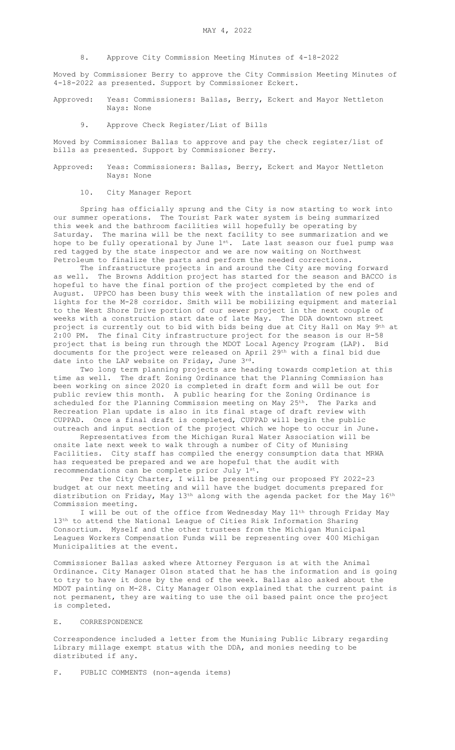8. Approve City Commission Meeting Minutes of 4-18-2022

Moved by Commissioner Berry to approve the City Commission Meeting Minutes of 4-18-2022 as presented. Support by Commissioner Eckert.

Approved: Yeas: Commissioners: Ballas, Berry, Eckert and Mayor Nettleton
Nays: None

9. Approve Check Register/List of Bills

Moved by Commissioner Ballas to approve and pay the check register/list of bills as presented. Support by Commissioner Berry.

Approved: Yeas: Commissioners: Ballas, Berry, Eckert and Mayor Nettleton
Nays: None

10. City Manager Report

Spring has officially sprung and the City is now starting to work into our summer operations. The Tourist Park water system is being summarized this week and the bathroom facilities will hopefully be operating by Saturday. The marina will be the next facility to see summarization and we hope to be fully operational by June 1st. Late last season our fuel pump was red tagged by the state inspector and we are now waiting on Northwest Petroleum to finalize the parts and perform the needed corrections.

The infrastructure projects in and around the City are moving forward as well. The Browns Addition project has started for the season and BACCO is hopeful to have the final portion of the project completed by the end of August. UPPCO has been busy this week with the installation of new poles and lights for the M-28 corridor. Smith will be mobilizing equipment and material to the West Shore Drive portion of our sewer project in the next couple of weeks with a construction start date of late May. The DDA downtown street project is currently out to bid with bids being due at City Hall on May 9th at 2:00 PM. The final City infrastructure project for the season is our H-58 project that is being run through the MDOT Local Agency Program (LAP). Bid documents for the project were released on April 29th with a final bid due date into the LAP website on Friday, June 3rd.

Two long term planning projects are heading towards completion at this time as well. The draft Zoning Ordinance that the Planning Commission has been working on since 2020 is completed in draft form and will be out for public review this month. A public hearing for the Zoning Ordinance is scheduled for the Planning Commission meeting on May 25th. The Parks and Recreation Plan update is also in its final stage of draft review with CUPPAD. Once a final draft is completed, CUPPAD will begin the public outreach and input section of the project which we hope to occur in June.

Representatives from the Michigan Rural Water Association will be onsite late next week to walk through a number of City of Munising Facilities. City staff has compiled the energy consumption data that MRWA has requested be prepared and we are hopeful that the audit with recommendations can be complete prior July 1st.

Per the City Charter, I will be presenting our proposed FY 2022-23 budget at our next meeting and will have the budget documents prepared for distribution on Friday, May 13th along with the agenda packet for the May 16th Commission meeting.

I will be out of the office from Wednesday May 11th through Friday May 13th to attend the National League of Cities Risk Information Sharing Consortium. Myself and the other trustees from the Michigan Municipal Leagues Workers Compensation Funds will be representing over 400 Michigan Municipalities at the event.

Commissioner Ballas asked where Attorney Ferguson is at with the Animal Ordinance. City Manager Olson stated that he has the information and is going to try to have it done by the end of the week. Ballas also asked about the MDOT painting on M-28. City Manager Olson explained that the current paint is not permanent, they are waiting to use the oil based paint once the project is completed.

## E. CORRESPONDENCE

Correspondence included a letter from the Munising Public Library regarding Library millage exempt status with the DDA, and monies needing to be distributed if any.

## F. PUBLIC COMMENTS (non-agenda items)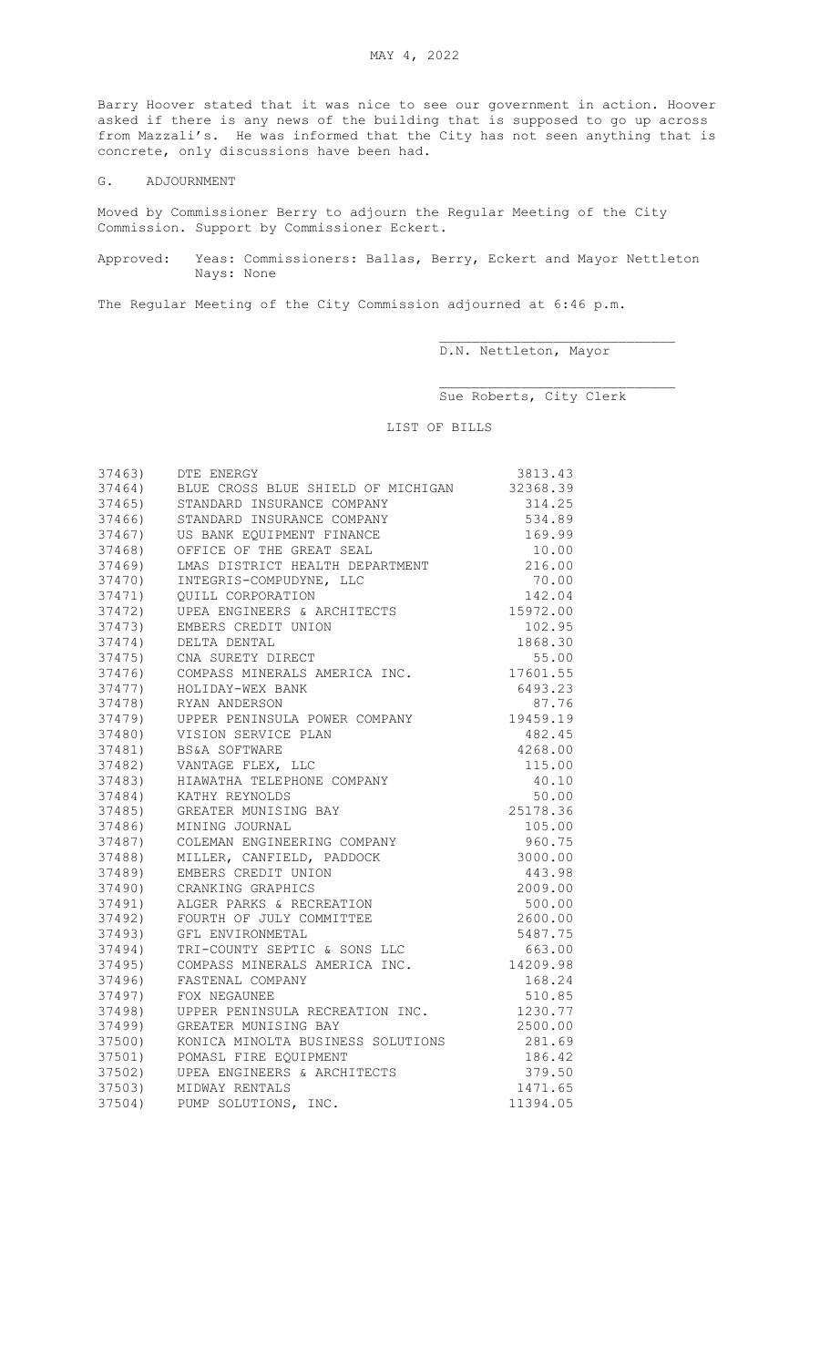Barry Hoover stated that it was nice to see our government in action. Hoover asked if there is any news of the building that is supposed to go up across from Mazzali's. He was informed that the City has not seen anything that is concrete, only discussions have been had.

G. ADJOURNMENT

Moved by Commissioner Berry to adjourn the Regular Meeting of the City Commission. Support by Commissioner Eckert.

Approved: Yeas: Commissioners: Ballas, Berry, Eckert and Mayor Nettleton
Nays: None

The Regular Meeting of the City Commission adjourned at 6:46 p.m.

\_\_\_\_\_\_\_\_\_\_\_\_\_\_\_\_\_\_\_\_\_\_\_\_\_\_\_\_
D.N. Nettleton, Mayor

\_\_\_\_\_\_\_\_\_\_\_\_\_\_\_\_\_\_\_\_\_\_\_\_\_\_\_\_
Sue Roberts, City Clerk

LIST OF BILLS

| | | |
|---|---|---|
| 37463) | DTE ENERGY | 3813.43 |
| 37464) | BLUE CROSS BLUE SHIELD OF MICHIGAN | 32368.39 |
| 37465) | STANDARD INSURANCE COMPANY | 314.25 |
| 37466) | STANDARD INSURANCE COMPANY | 534.89 |
| 37467) | US BANK EQUIPMENT FINANCE | 169.99 |
| 37468) | OFFICE OF THE GREAT SEAL | 10.00 |
| 37469) | LMAS DISTRICT HEALTH DEPARTMENT | 216.00 |
| 37470) | INTEGRIS-COMPUDYNE, LLC | 70.00 |
| 37471) | QUILL CORPORATION | 142.04 |
| 37472) | UPEA ENGINEERS & ARCHITECTS | 15972.00 |
| 37473) | EMBERS CREDIT UNION | 102.95 |
| 37474) | DELTA DENTAL | 1868.30 |
| 37475) | CNA SURETY DIRECT | 55.00 |
| 37476) | COMPASS MINERALS AMERICA INC. | 17601.55 |
| 37477) | HOLIDAY-WEX BANK | 6493.23 |
| 37478) | RYAN ANDERSON | 87.76 |
| 37479) | UPPER PENINSULA POWER COMPANY | 19459.19 |
| 37480) | VISION SERVICE PLAN | 482.45 |
| 37481) | BS&A SOFTWARE | 4268.00 |
| 37482) | VANTAGE FLEX, LLC | 115.00 |
| 37483) | HIAWATHA TELEPHONE COMPANY | 40.10 |
| 37484) | KATHY REYNOLDS | 50.00 |
| 37485) | GREATER MUNISING BAY | 25178.36 |
| 37486) | MINING JOURNAL | 105.00 |
| 37487) | COLEMAN ENGINEERING COMPANY | 960.75 |
| 37488) | MILLER, CANFIELD, PADDOCK | 3000.00 |
| 37489) | EMBERS CREDIT UNION | 443.98 |
| 37490) | CRANKING GRAPHICS | 2009.00 |
| 37491) | ALGER PARKS & RECREATION | 500.00 |
| 37492) | FOURTH OF JULY COMMITTEE | 2600.00 |
| 37493) | GFL ENVIRONMETAL | 5487.75 |
| 37494) | TRI-COUNTY SEPTIC & SONS LLC | 663.00 |
| 37495) | COMPASS MINERALS AMERICA INC. | 14209.98 |
| 37496) | FASTENAL COMPANY | 168.24 |
| 37497) | FOX NEGAUNEE | 510.85 |
| 37498) | UPPER PENINSULA RECREATION INC. | 1230.77 |
| 37499) | GREATER MUNISING BAY | 2500.00 |
| 37500) | KONICA MINOLTA BUSINESS SOLUTIONS | 281.69 |
| 37501) | POMASL FIRE EQUIPMENT | 186.42 |
| 37502) | UPEA ENGINEERS & ARCHITECTS | 379.50 |
| 37503) | MIDWAY RENTALS | 1471.65 |
| 37504) | PUMP SOLUTIONS, INC. | 11394.05 |